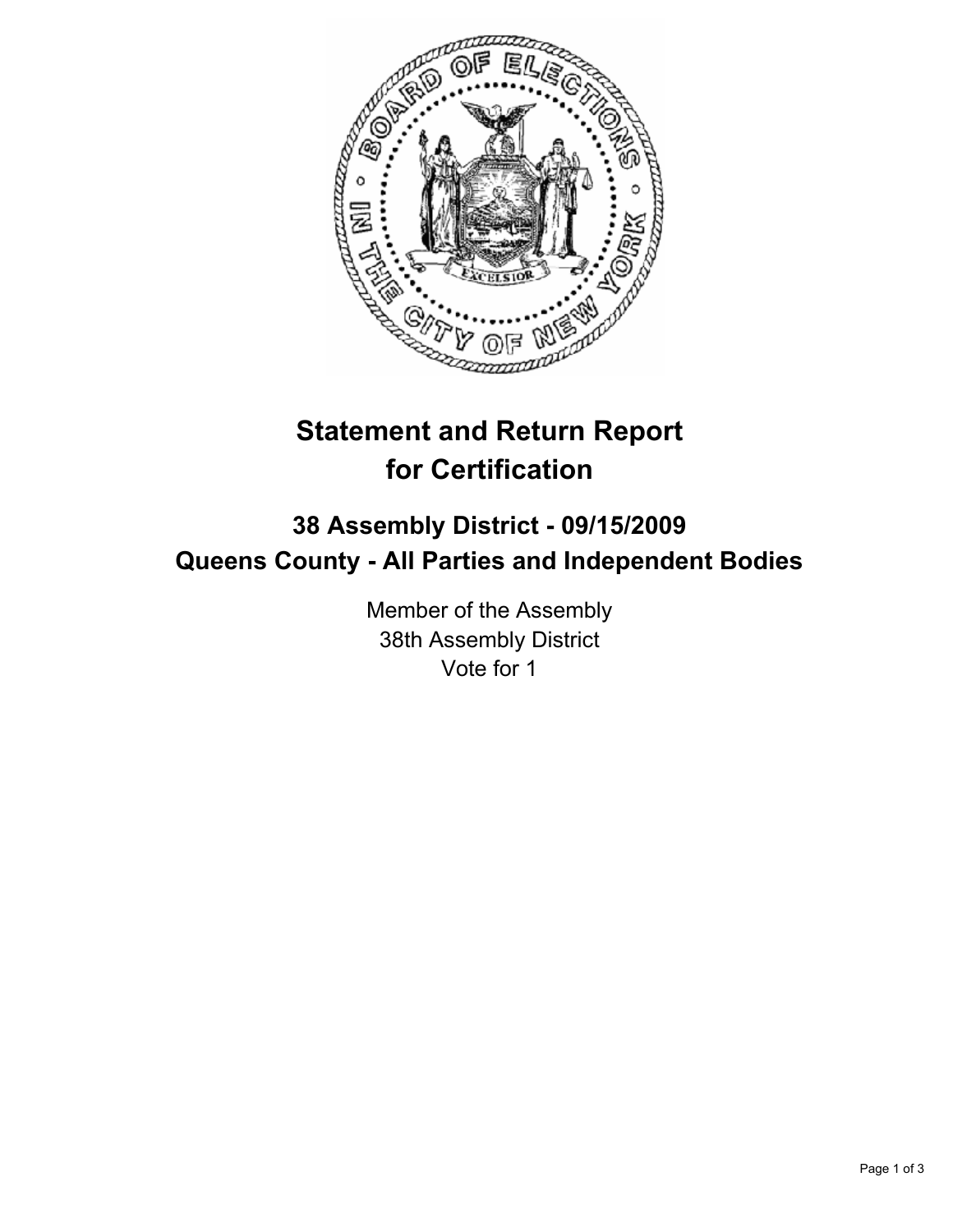# Statement and Return Report for Certification

## 38 Assembly District - 09/15/2009
## Queens County - All Parties and Independent Bodies

Member of the Assembly
38th Assembly District
Vote for 1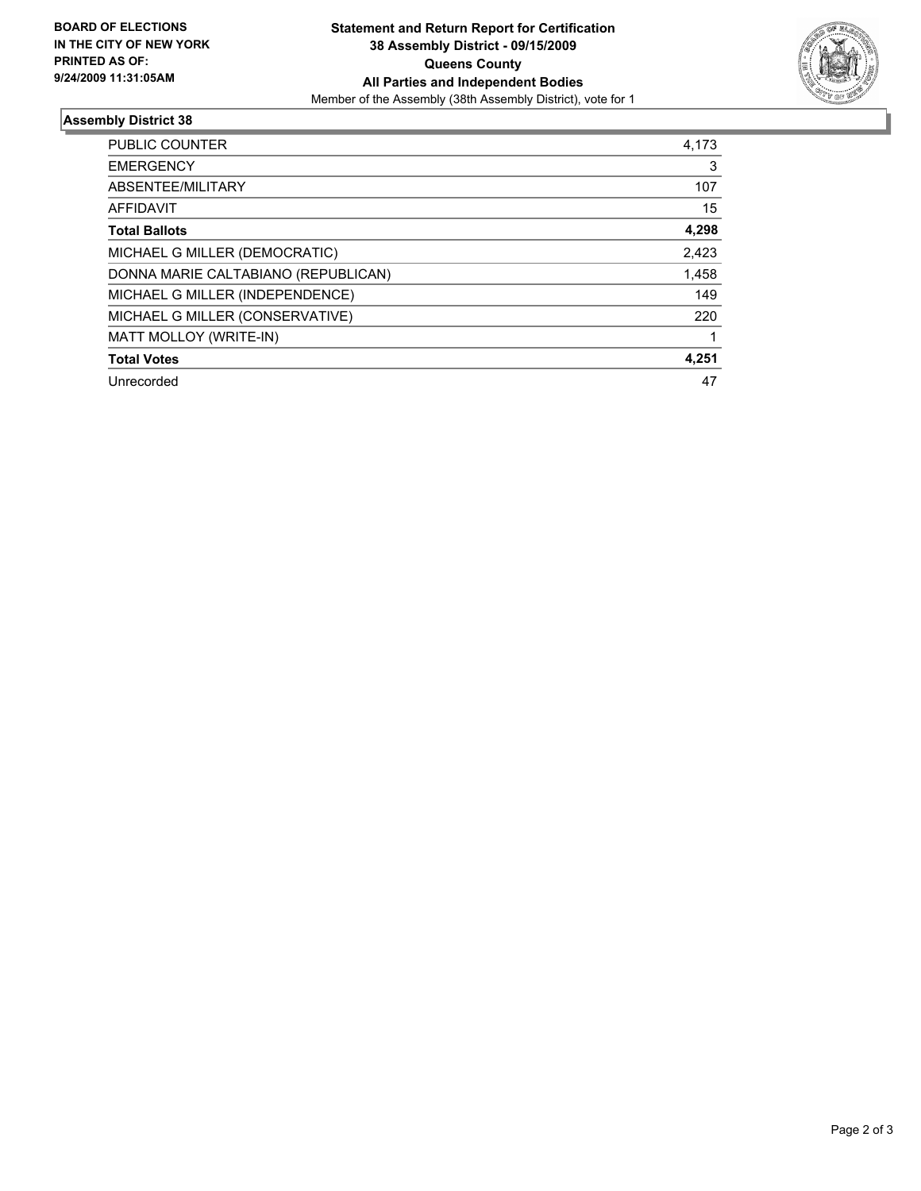**BOARD OF ELECTIONS IN THE CITY OF NEW YORK PRINTED AS OF: 9/24/2009 11:31:05AM**

**Statement and Return Report for Certification**
**38 Assembly District - 09/15/2009**
**Queens County**
**All Parties and Independent Bodies**
Member of the Assembly (38th Assembly District), vote for 1

## Assembly District 38

| | |
|---|---|
| PUBLIC COUNTER | 4,173 |
| EMERGENCY | 3 |
| ABSENTEE/MILITARY | 107 |
| AFFIDAVIT | 15 |
| **Total Ballots** | **4,298** |
| MICHAEL G MILLER (DEMOCRATIC) | 2,423 |
| DONNA MARIE CALTABIANO (REPUBLICAN) | 1,458 |
| MICHAEL G MILLER (INDEPENDENCE) | 149 |
| MICHAEL G MILLER (CONSERVATIVE) | 220 |
| MATT MOLLOY (WRITE-IN) | 1 |
| **Total Votes** | **4,251** |
| Unrecorded | 47 |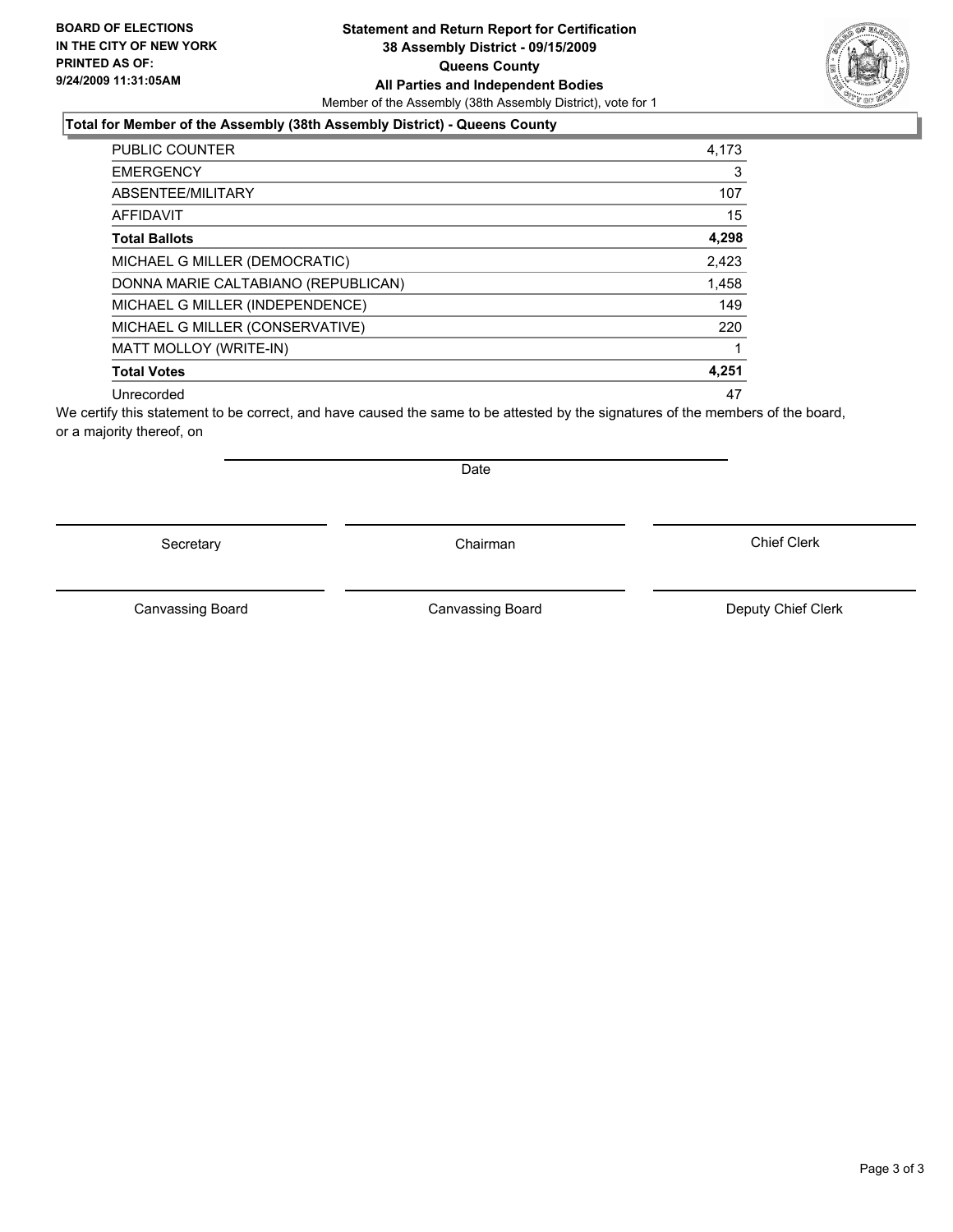**BOARD OF ELECTIONS IN THE CITY OF NEW YORK PRINTED AS OF: 9/24/2009 11:31:05AM**

# Statement and Return Report for Certification
## 38 Assembly District - 09/15/2009
## Queens County
## All Parties and Independent Bodies

Member of the Assembly (38th Assembly District), vote for 1

### Total for Member of the Assembly (38th Assembly District) - Queens County

| | |
|---|---|
| PUBLIC COUNTER | 4,173 |
| EMERGENCY | 3 |
| ABSENTEE/MILITARY | 107 |
| AFFIDAVIT | 15 |
| **Total Ballots** | **4,298** |
| MICHAEL G MILLER (DEMOCRATIC) | 2,423 |
| DONNA MARIE CALTABIANO (REPUBLICAN) | 1,458 |
| MICHAEL G MILLER (INDEPENDENCE) | 149 |
| MICHAEL G MILLER (CONSERVATIVE) | 220 |
| MATT MOLLOY (WRITE-IN) | 1 |
| **Total Votes** | **4,251** |
| Unrecorded | 47 |

We certify this statement to be correct, and have caused the same to be attested by the signatures of the members of the board, or a majority thereof, on

Date

| | | |
|---|---|---|
| Secretary | Chairman | Chief Clerk |
| Canvassing Board | Canvassing Board | Deputy Chief Clerk |